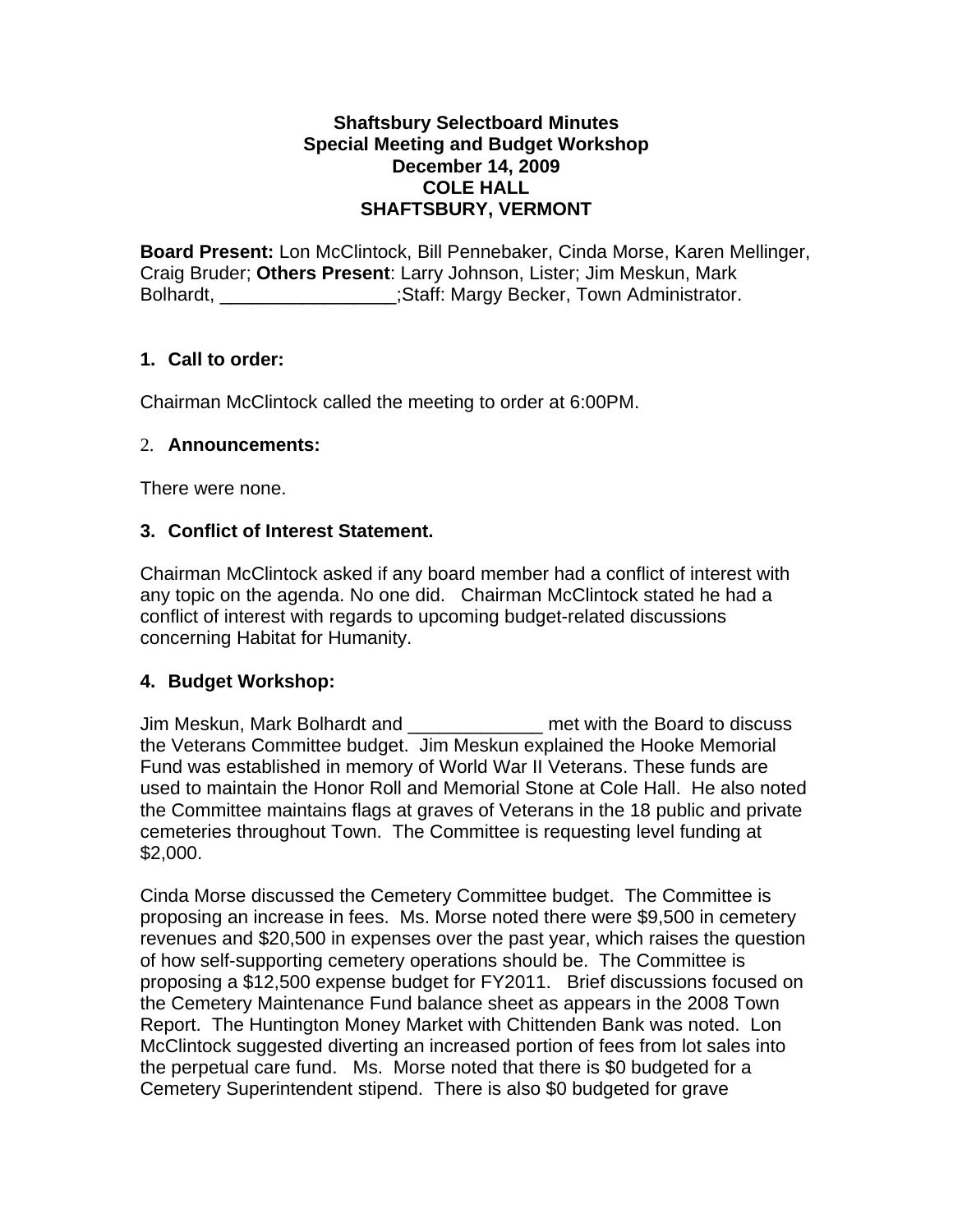**Shaftsbury Selectboard Minutes**
**Special Meeting and Budget Workshop**
**December 14, 2009**
**COLE HALL**
**SHAFTSBURY, VERMONT**

**Board Present:** Lon McClintock, Bill Pennebaker, Cinda Morse, Karen Mellinger, Craig Bruder; **Others Present**: Larry Johnson, Lister; Jim Meskun, Mark Bolhardt, _________________;Staff: Margy Becker, Town Administrator.

### 1. Call to order:

Chairman McClintock called the meeting to order at 6:00PM.

### 2. Announcements:

There were none.

### 3. Conflict of Interest Statement.

Chairman McClintock asked if any board member had a conflict of interest with any topic on the agenda. No one did. Chairman McClintock stated he had a conflict of interest with regards to upcoming budget-related discussions concerning Habitat for Humanity.

### 4. Budget Workshop:

Jim Meskun, Mark Bolhardt and _____________ met with the Board to discuss the Veterans Committee budget. Jim Meskun explained the Hooke Memorial Fund was established in memory of World War II Veterans. These funds are used to maintain the Honor Roll and Memorial Stone at Cole Hall. He also noted the Committee maintains flags at graves of Veterans in the 18 public and private cemeteries throughout Town. The Committee is requesting level funding at $2,000.

Cinda Morse discussed the Cemetery Committee budget. The Committee is proposing an increase in fees. Ms. Morse noted there were $9,500 in cemetery revenues and $20,500 in expenses over the past year, which raises the question of how self-supporting cemetery operations should be. The Committee is proposing a $12,500 expense budget for FY2011. Brief discussions focused on the Cemetery Maintenance Fund balance sheet as appears in the 2008 Town Report. The Huntington Money Market with Chittenden Bank was noted. Lon McClintock suggested diverting an increased portion of fees from lot sales into the perpetual care fund. Ms. Morse noted that there is $0 budgeted for a Cemetery Superintendent stipend. There is also $0 budgeted for grave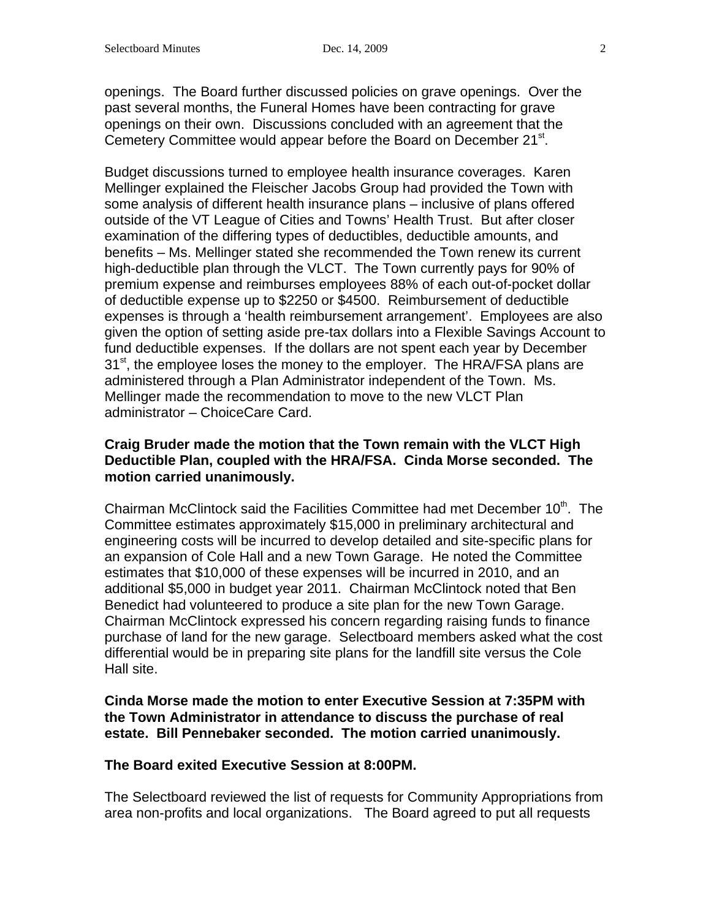openings. The Board further discussed policies on grave openings. Over the past several months, the Funeral Homes have been contracting for grave openings on their own. Discussions concluded with an agreement that the Cemetery Committee would appear before the Board on December 21st.

Budget discussions turned to employee health insurance coverages. Karen Mellinger explained the Fleischer Jacobs Group had provided the Town with some analysis of different health insurance plans – inclusive of plans offered outside of the VT League of Cities and Towns' Health Trust. But after closer examination of the differing types of deductibles, deductible amounts, and benefits – Ms. Mellinger stated she recommended the Town renew its current high-deductible plan through the VLCT. The Town currently pays for 90% of premium expense and reimburses employees 88% of each out-of-pocket dollar of deductible expense up to $2250 or $4500. Reimbursement of deductible expenses is through a 'health reimbursement arrangement'. Employees are also given the option of setting aside pre-tax dollars into a Flexible Savings Account to fund deductible expenses. If the dollars are not spent each year by December 31st, the employee loses the money to the employer. The HRA/FSA plans are administered through a Plan Administrator independent of the Town. Ms. Mellinger made the recommendation to move to the new VLCT Plan administrator – ChoiceCare Card.

**Craig Bruder made the motion that the Town remain with the VLCT High Deductible Plan, coupled with the HRA/FSA. Cinda Morse seconded. The motion carried unanimously.**

Chairman McClintock said the Facilities Committee had met December 10th. The Committee estimates approximately $15,000 in preliminary architectural and engineering costs will be incurred to develop detailed and site-specific plans for an expansion of Cole Hall and a new Town Garage. He noted the Committee estimates that $10,000 of these expenses will be incurred in 2010, and an additional $5,000 in budget year 2011. Chairman McClintock noted that Ben Benedict had volunteered to produce a site plan for the new Town Garage. Chairman McClintock expressed his concern regarding raising funds to finance purchase of land for the new garage. Selectboard members asked what the cost differential would be in preparing site plans for the landfill site versus the Cole Hall site.

**Cinda Morse made the motion to enter Executive Session at 7:35PM with the Town Administrator in attendance to discuss the purchase of real estate. Bill Pennebaker seconded. The motion carried unanimously.**

**The Board exited Executive Session at 8:00PM.**

The Selectboard reviewed the list of requests for Community Appropriations from area non-profits and local organizations. The Board agreed to put all requests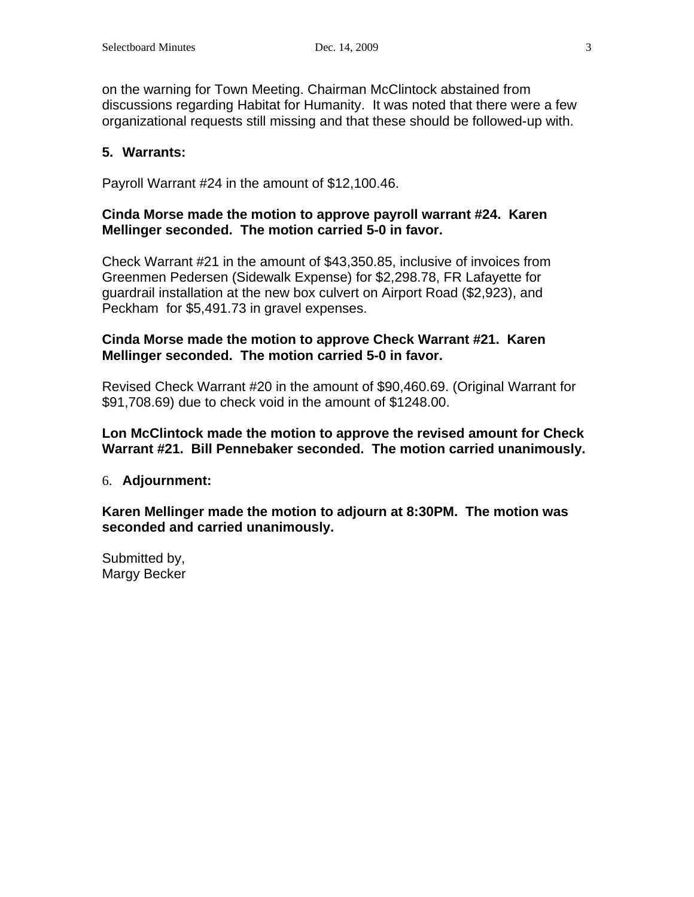on the warning for Town Meeting. Chairman McClintock abstained from discussions regarding Habitat for Humanity. It was noted that there were a few organizational requests still missing and that these should be followed-up with.

**5. Warrants:**

Payroll Warrant #24 in the amount of $12,100.46.

**Cinda Morse made the motion to approve payroll warrant #24. Karen Mellinger seconded. The motion carried 5-0 in favor.**

Check Warrant #21 in the amount of $43,350.85, inclusive of invoices from Greenmen Pedersen (Sidewalk Expense) for $2,298.78, FR Lafayette for guardrail installation at the new box culvert on Airport Road ($2,923), and Peckham for $5,491.73 in gravel expenses.

**Cinda Morse made the motion to approve Check Warrant #21. Karen Mellinger seconded. The motion carried 5-0 in favor.**

Revised Check Warrant #20 in the amount of $90,460.69. (Original Warrant for $91,708.69) due to check void in the amount of $1248.00.

**Lon McClintock made the motion to approve the revised amount for Check Warrant #21. Bill Pennebaker seconded. The motion carried unanimously.**

6. **Adjournment:**

**Karen Mellinger made the motion to adjourn at 8:30PM. The motion was seconded and carried unanimously.**

Submitted by,
Margy Becker